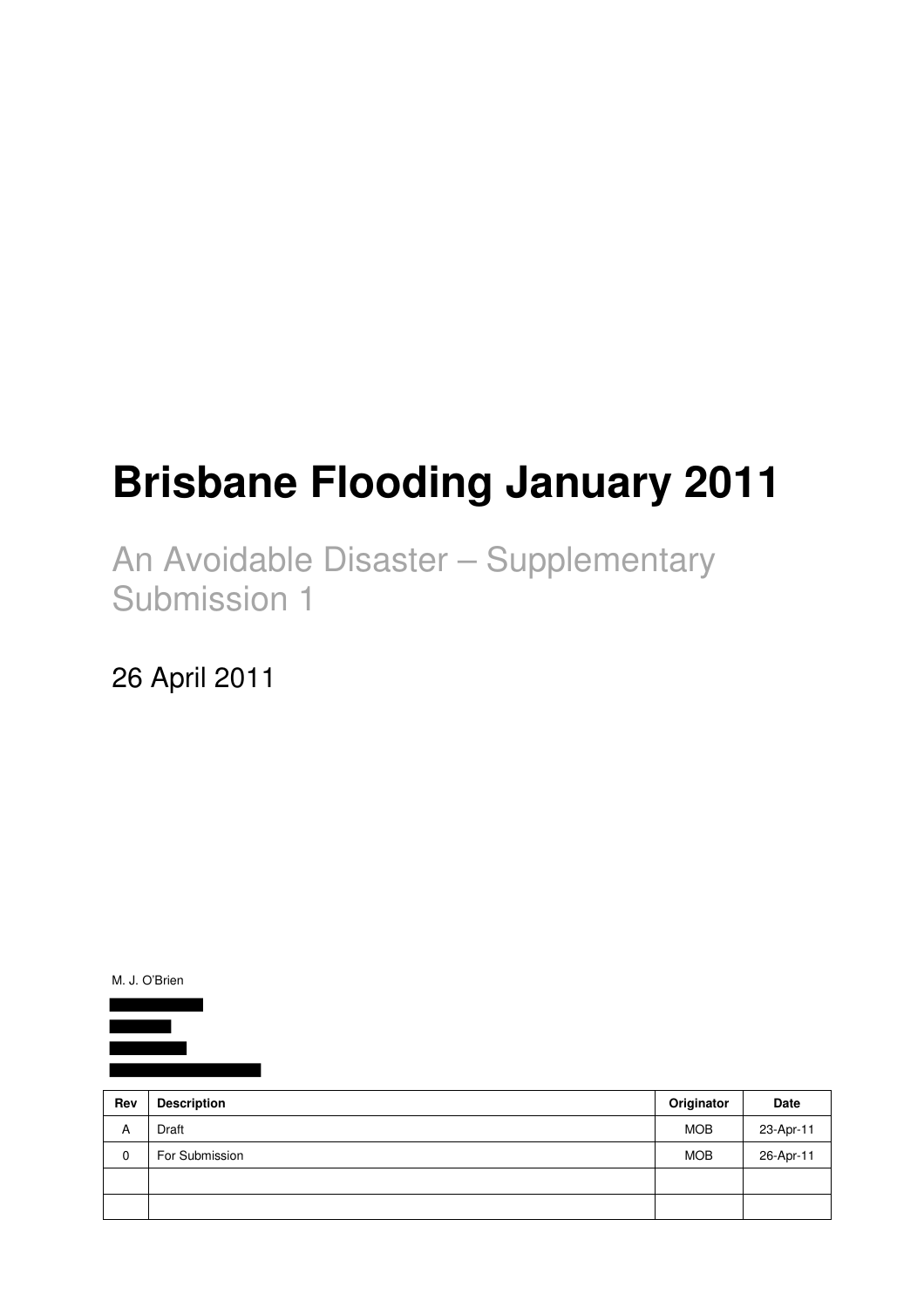# Brisbane Flooding January 2011

## An Avoidable Disaster – Supplementary Submission 1

26 April 2011

M. J. O'Brien

| Rev | Description | Originator | Date |
|---|---|---|---|
| A | Draft | MOB | 23-Apr-11 |
| 0 | For Submission | MOB | 26-Apr-11 |
| | | | |
| | | | |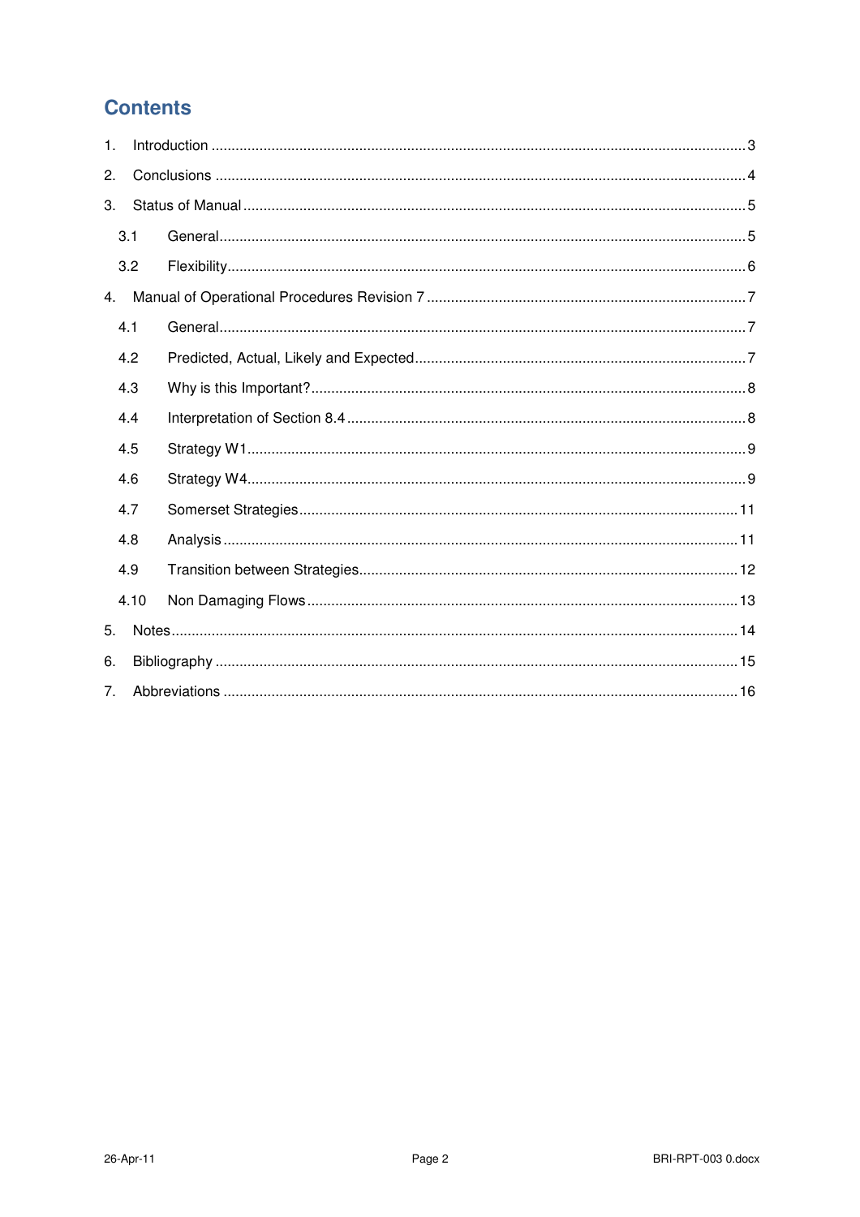# Contents

1. Introduction ........................................................................................................................ 3
2. Conclusions ........................................................................................................................ 4
3. Status of Manual ................................................................................................................. 5
   - 3.1 General ........................................................................................................................ 5
   - 3.2 Flexibility ..................................................................................................................... 6
4. Manual of Operational Procedures Revision 7 .................................................................... 7
   - 4.1 General ........................................................................................................................ 7
   - 4.2 Predicted, Actual, Likely and Expected ........................................................................ 7
   - 4.3 Why is this Important? ................................................................................................. 8
   - 4.4 Interpretation of Section 8.4 ......................................................................................... 8
   - 4.5 Strategy W1 ................................................................................................................. 9
   - 4.6 Strategy W4 ................................................................................................................. 9
   - 4.7 Somerset Strategies ................................................................................................... 11
   - 4.8 Analysis ..................................................................................................................... 11
   - 4.9 Transition between Strategies .................................................................................... 12
   - 4.10 Non Damaging Flows ............................................................................................... 13
5. Notes ................................................................................................................................ 14
6. Bibliography ..................................................................................................................... 15
7. Abbreviations .................................................................................................................... 16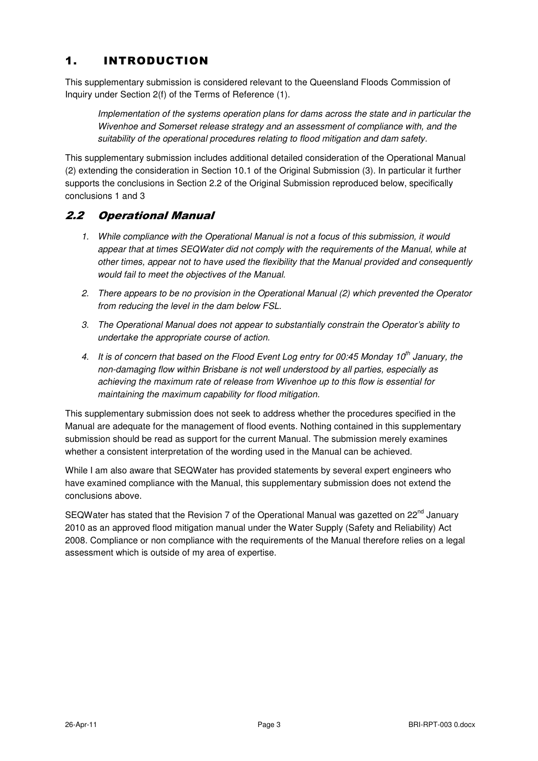# 1. INTRODUCTION

This supplementary submission is considered relevant to the Queensland Floods Commission of Inquiry under Section 2(f) of the Terms of Reference (1).

> *Implementation of the systems operation plans for dams across the state and in particular the Wivenhoe and Somerset release strategy and an assessment of compliance with, and the suitability of the operational procedures relating to flood mitigation and dam safety.*

This supplementary submission includes additional detailed consideration of the Operational Manual (2) extending the consideration in Section 10.1 of the Original Submission (3). In particular it further supports the conclusions in Section 2.2 of the Original Submission reproduced below, specifically conclusions 1 and 3

## 2.2 Operational Manual

1. *While compliance with the Operational Manual is not a focus of this submission, it would appear that at times SEQWater did not comply with the requirements of the Manual, while at other times, appear not to have used the flexibility that the Manual provided and consequently would fail to meet the objectives of the Manual.*
2. *There appears to be no provision in the Operational Manual (2) which prevented the Operator from reducing the level in the dam below FSL.*
3. *The Operational Manual does not appear to substantially constrain the Operator's ability to undertake the appropriate course of action.*
4. *It is of concern that based on the Flood Event Log entry for 00:45 Monday 10th January, the non-damaging flow within Brisbane is not well understood by all parties, especially as achieving the maximum rate of release from Wivenhoe up to this flow is essential for maintaining the maximum capability for flood mitigation.*

This supplementary submission does not seek to address whether the procedures specified in the Manual are adequate for the management of flood events. Nothing contained in this supplementary submission should be read as support for the current Manual. The submission merely examines whether a consistent interpretation of the wording used in the Manual can be achieved.

While I am also aware that SEQWater has provided statements by several expert engineers who have examined compliance with the Manual, this supplementary submission does not extend the conclusions above.

SEQWater has stated that the Revision 7 of the Operational Manual was gazetted on 22nd January 2010 as an approved flood mitigation manual under the Water Supply (Safety and Reliability) Act 2008. Compliance or non compliance with the requirements of the Manual therefore relies on a legal assessment which is outside of my area of expertise.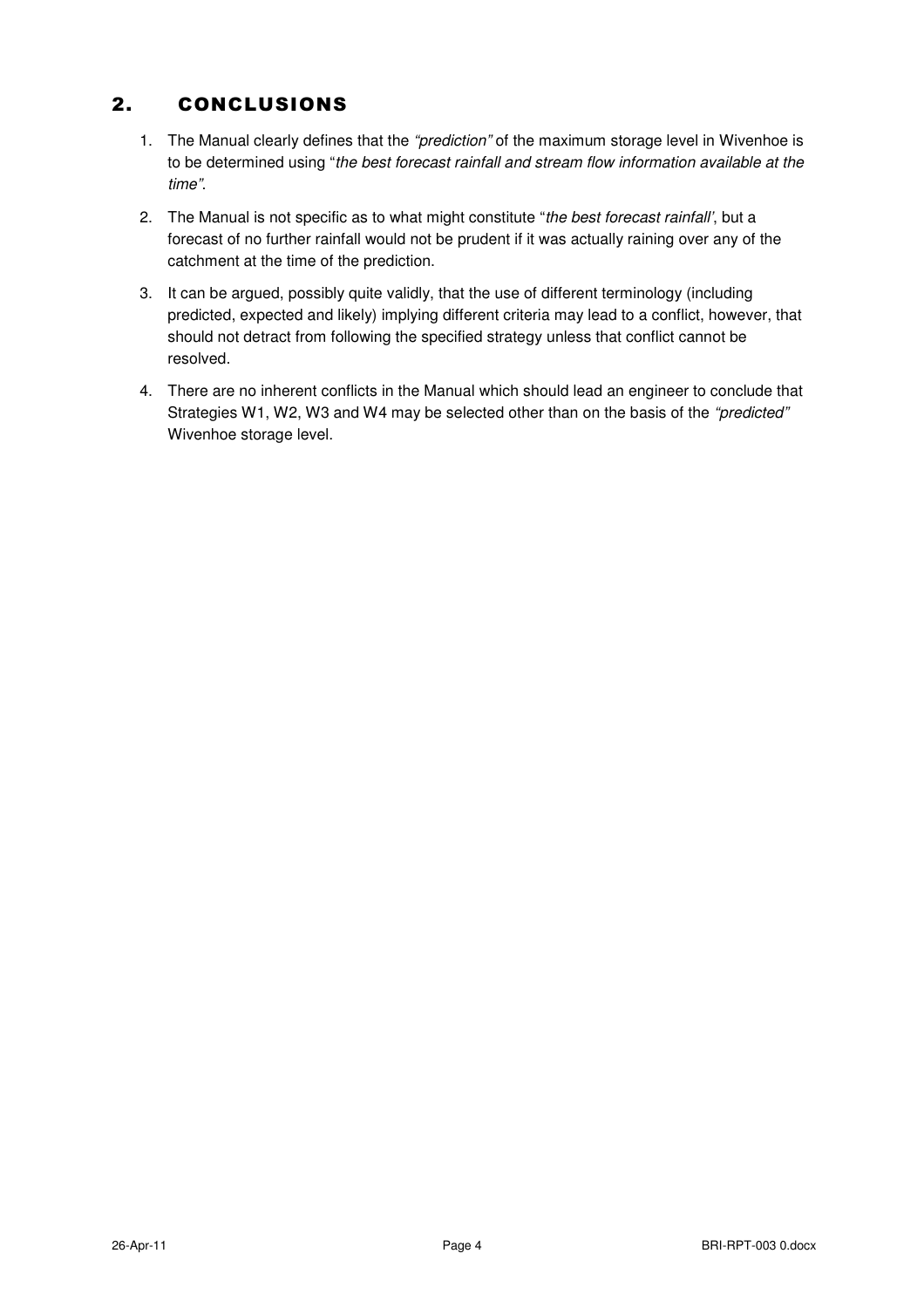## 2. CONCLUSIONS

1. The Manual clearly defines that the *"prediction"* of the maximum storage level in Wivenhoe is to be determined using "*the best forecast rainfall and stream flow information available at the time"*.
2. The Manual is not specific as to what might constitute "*the best forecast rainfall'*, but a forecast of no further rainfall would not be prudent if it was actually raining over any of the catchment at the time of the prediction.
3. It can be argued, possibly quite validly, that the use of different terminology (including predicted, expected and likely) implying different criteria may lead to a conflict, however, that should not detract from following the specified strategy unless that conflict cannot be resolved.
4. There are no inherent conflicts in the Manual which should lead an engineer to conclude that Strategies W1, W2, W3 and W4 may be selected other than on the basis of the *"predicted"* Wivenhoe storage level.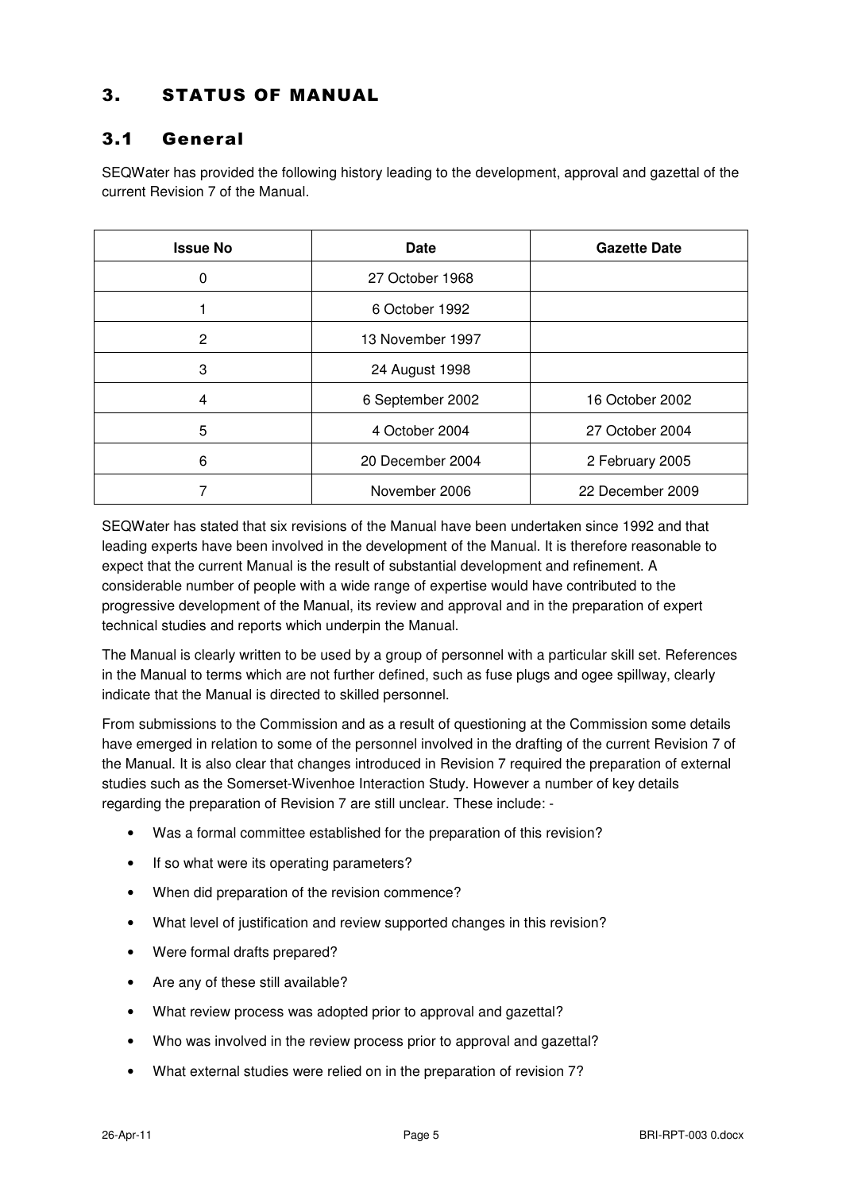# 3. STATUS OF MANUAL

## 3.1 General

SEQWater has provided the following history leading to the development, approval and gazettal of the current Revision 7 of the Manual.

| Issue No | Date | Gazette Date |
|---|---|---|
| 0 | 27 October 1968 | |
| 1 | 6 October 1992 | |
| 2 | 13 November 1997 | |
| 3 | 24 August 1998 | |
| 4 | 6 September 2002 | 16 October 2002 |
| 5 | 4 October 2004 | 27 October 2004 |
| 6 | 20 December 2004 | 2 February 2005 |
| 7 | November 2006 | 22 December 2009 |

SEQWater has stated that six revisions of the Manual have been undertaken since 1992 and that leading experts have been involved in the development of the Manual. It is therefore reasonable to expect that the current Manual is the result of substantial development and refinement. A considerable number of people with a wide range of expertise would have contributed to the progressive development of the Manual, its review and approval and in the preparation of expert technical studies and reports which underpin the Manual.

The Manual is clearly written to be used by a group of personnel with a particular skill set. References in the Manual to terms which are not further defined, such as fuse plugs and ogee spillway, clearly indicate that the Manual is directed to skilled personnel.

From submissions to the Commission and as a result of questioning at the Commission some details have emerged in relation to some of the personnel involved in the drafting of the current Revision 7 of the Manual. It is also clear that changes introduced in Revision 7 required the preparation of external studies such as the Somerset-Wivenhoe Interaction Study. However a number of key details regarding the preparation of Revision 7 are still unclear. These include: -

- Was a formal committee established for the preparation of this revision?
- If so what were its operating parameters?
- When did preparation of the revision commence?
- What level of justification and review supported changes in this revision?
- Were formal drafts prepared?
- Are any of these still available?
- What review process was adopted prior to approval and gazettal?
- Who was involved in the review process prior to approval and gazettal?
- What external studies were relied on in the preparation of revision 7?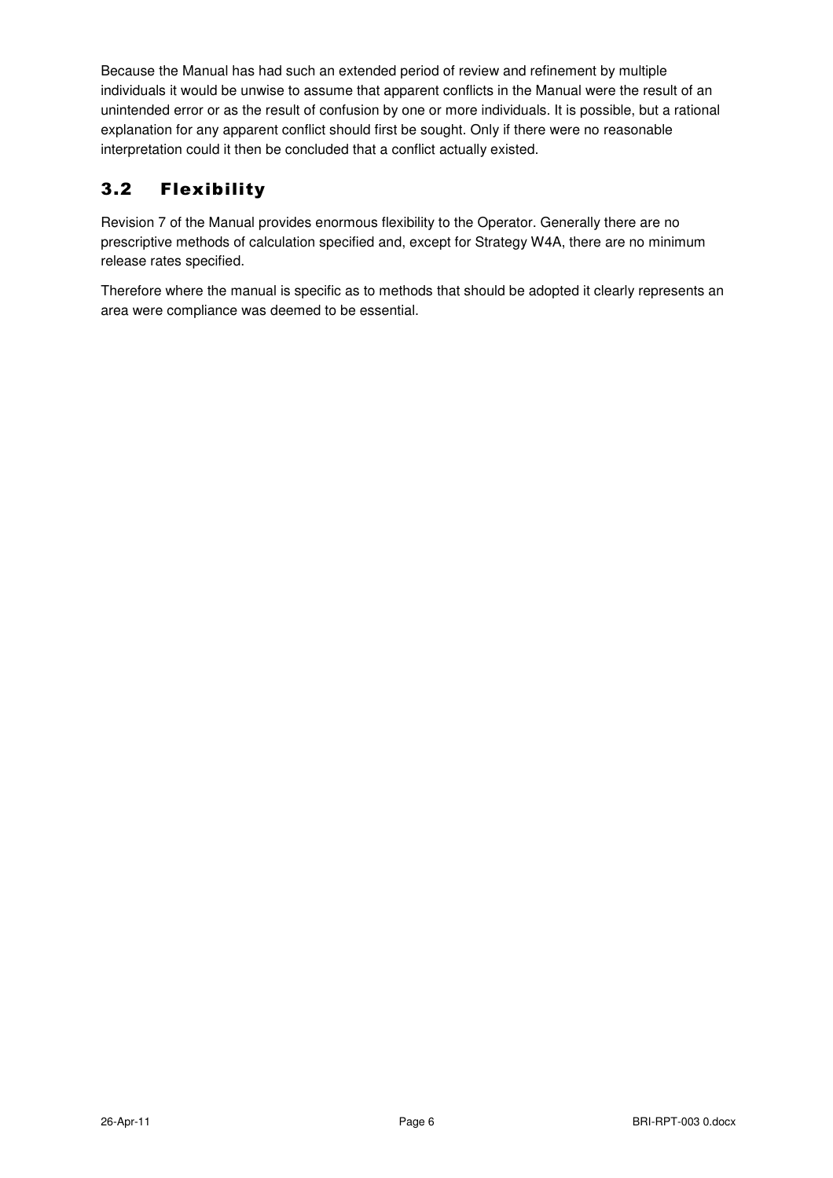Because the Manual has had such an extended period of review and refinement by multiple individuals it would be unwise to assume that apparent conflicts in the Manual were the result of an unintended error or as the result of confusion by one or more individuals. It is possible, but a rational explanation for any apparent conflict should first be sought. Only if there were no reasonable interpretation could it then be concluded that a conflict actually existed.

## 3.2 Flexibility

Revision 7 of the Manual provides enormous flexibility to the Operator. Generally there are no prescriptive methods of calculation specified and, except for Strategy W4A, there are no minimum release rates specified.

Therefore where the manual is specific as to methods that should be adopted it clearly represents an area were compliance was deemed to be essential.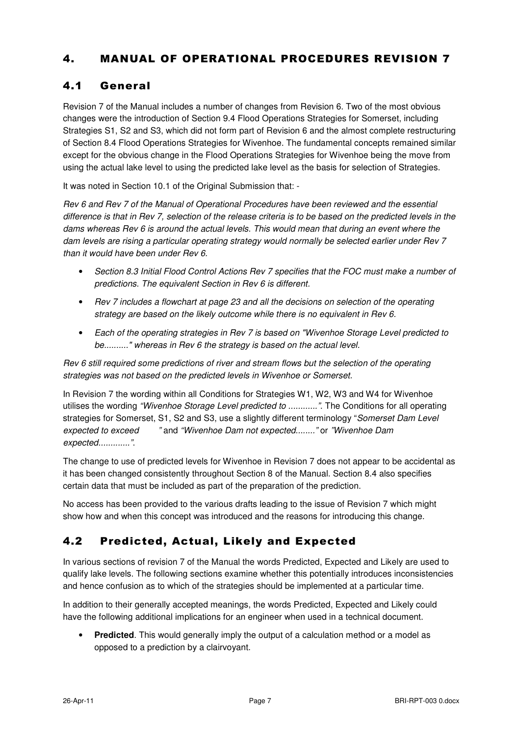# 4. MANUAL OF OPERATIONAL PROCEDURES REVISION 7

## 4.1 General

Revision 7 of the Manual includes a number of changes from Revision 6. Two of the most obvious changes were the introduction of Section 9.4 Flood Operations Strategies for Somerset, including Strategies S1, S2 and S3, which did not form part of Revision 6 and the almost complete restructuring of Section 8.4 Flood Operations Strategies for Wivenhoe. The fundamental concepts remained similar except for the obvious change in the Flood Operations Strategies for Wivenhoe being the move from using the actual lake level to using the predicted lake level as the basis for selection of Strategies.

It was noted in Section 10.1 of the Original Submission that: -

*Rev 6 and Rev 7 of the Manual of Operational Procedures have been reviewed and the essential difference is that in Rev 7, selection of the release criteria is to be based on the predicted levels in the dams whereas Rev 6 is around the actual levels. This would mean that during an event where the dam levels are rising a particular operating strategy would normally be selected earlier under Rev 7 than it would have been under Rev 6.*

- *Section 8.3 Initial Flood Control Actions Rev 7 specifies that the FOC must make a number of predictions. The equivalent Section in Rev 6 is different.*
- *Rev 7 includes a flowchart at page 23 and all the decisions on selection of the operating strategy are based on the likely outcome while there is no equivalent in Rev 6.*
- *Each of the operating strategies in Rev 7 is based on "Wivenhoe Storage Level predicted to be.........." whereas in Rev 6 the strategy is based on the actual level.*

*Rev 6 still required some predictions of river and stream flows but the selection of the operating strategies was not based on the predicted levels in Wivenhoe or Somerset.*

In Revision 7 the wording within all Conditions for Strategies W1, W2, W3 and W4 for Wivenhoe utilises the wording *"Wivenhoe Storage Level predicted to ............"*. The Conditions for all operating strategies for Somerset, S1, S2 and S3, use a slightly different terminology "*Somerset Dam Level expected to exceed "* and *"Wivenhoe Dam not expected........"* or *"Wivenhoe Dam expected............"*.

The change to use of predicted levels for Wivenhoe in Revision 7 does not appear to be accidental as it has been changed consistently throughout Section 8 of the Manual. Section 8.4 also specifies certain data that must be included as part of the preparation of the prediction.

No access has been provided to the various drafts leading to the issue of Revision 7 which might show how and when this concept was introduced and the reasons for introducing this change.

## 4.2 Predicted, Actual, Likely and Expected

In various sections of revision 7 of the Manual the words Predicted, Expected and Likely are used to qualify lake levels. The following sections examine whether this potentially introduces inconsistencies and hence confusion as to which of the strategies should be implemented at a particular time.

In addition to their generally accepted meanings, the words Predicted, Expected and Likely could have the following additional implications for an engineer when used in a technical document.

- **Predicted**. This would generally imply the output of a calculation method or a model as opposed to a prediction by a clairvoyant.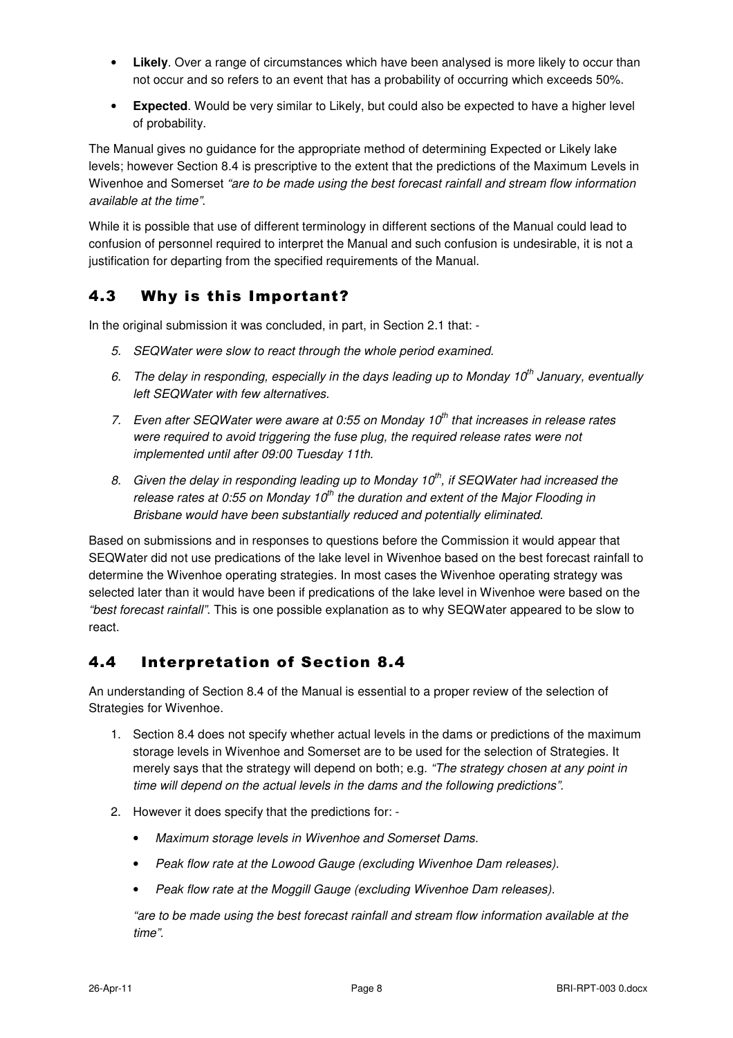- **Likely**. Over a range of circumstances which have been analysed is more likely to occur than not occur and so refers to an event that has a probability of occurring which exceeds 50%.
- **Expected**. Would be very similar to Likely, but could also be expected to have a higher level of probability.

The Manual gives no guidance for the appropriate method of determining Expected or Likely lake levels; however Section 8.4 is prescriptive to the extent that the predictions of the Maximum Levels in Wivenhoe and Somerset *"are to be made using the best forecast rainfall and stream flow information available at the time"*.

While it is possible that use of different terminology in different sections of the Manual could lead to confusion of personnel required to interpret the Manual and such confusion is undesirable, it is not a justification for departing from the specified requirements of the Manual.

## 4.3 Why is this Important?

In the original submission it was concluded, in part, in Section 2.1 that: -

5. *SEQWater were slow to react through the whole period examined.*
6. *The delay in responding, especially in the days leading up to Monday 10th January, eventually left SEQWater with few alternatives.*
7. *Even after SEQWater were aware at 0:55 on Monday 10th that increases in release rates were required to avoid triggering the fuse plug, the required release rates were not implemented until after 09:00 Tuesday 11th.*
8. *Given the delay in responding leading up to Monday 10th, if SEQWater had increased the release rates at 0:55 on Monday 10th the duration and extent of the Major Flooding in Brisbane would have been substantially reduced and potentially eliminated.*

Based on submissions and in responses to questions before the Commission it would appear that SEQWater did not use predications of the lake level in Wivenhoe based on the best forecast rainfall to determine the Wivenhoe operating strategies. In most cases the Wivenhoe operating strategy was selected later than it would have been if predications of the lake level in Wivenhoe were based on the *"best forecast rainfall"*. This is one possible explanation as to why SEQWater appeared to be slow to react.

## 4.4 Interpretation of Section 8.4

An understanding of Section 8.4 of the Manual is essential to a proper review of the selection of Strategies for Wivenhoe.

1. Section 8.4 does not specify whether actual levels in the dams or predictions of the maximum storage levels in Wivenhoe and Somerset are to be used for the selection of Strategies. It merely says that the strategy will depend on both; e.g. *"The strategy chosen at any point in time will depend on the actual levels in the dams and the following predictions"*.
2. However it does specify that the predictions for: -
   - *Maximum storage levels in Wivenhoe and Somerset Dams.*
   - *Peak flow rate at the Lowood Gauge (excluding Wivenhoe Dam releases).*
   - *Peak flow rate at the Moggill Gauge (excluding Wivenhoe Dam releases).*

   *"are to be made using the best forecast rainfall and stream flow information available at the time"*.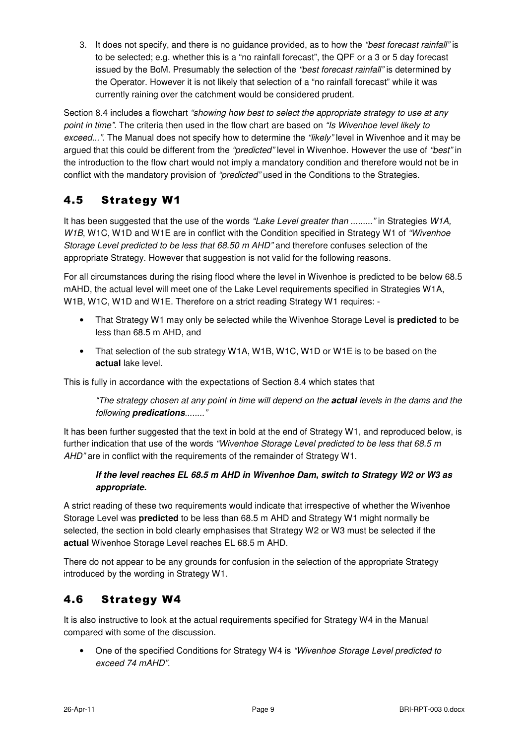3. It does not specify, and there is no guidance provided, as to how the *"best forecast rainfall"* is to be selected; e.g. whether this is a "no rainfall forecast", the QPF or a 3 or 5 day forecast issued by the BoM. Presumably the selection of the *"best forecast rainfall"* is determined by the Operator. However it is not likely that selection of a "no rainfall forecast" while it was currently raining over the catchment would be considered prudent.

Section 8.4 includes a flowchart *"showing how best to select the appropriate strategy to use at any point in time"*. The criteria then used in the flow chart are based on *"Is Wivenhoe level likely to exceed..."*. The Manual does not specify how to determine the *"likely"* level in Wivenhoe and it may be argued that this could be different from the *"predicted"* level in Wivenhoe. However the use of *"best"* in the introduction to the flow chart would not imply a mandatory condition and therefore would not be in conflict with the mandatory provision of *"predicted"* used in the Conditions to the Strategies.

## 4.5 Strategy W1

It has been suggested that the use of the words *"Lake Level greater than ........."* in Strategies *W1A, W1B*, W1C, W1D and W1E are in conflict with the Condition specified in Strategy W1 of *"Wivenhoe Storage Level predicted to be less that 68.50 m AHD"* and therefore confuses selection of the appropriate Strategy. However that suggestion is not valid for the following reasons.

For all circumstances during the rising flood where the level in Wivenhoe is predicted to be below 68.5 mAHD, the actual level will meet one of the Lake Level requirements specified in Strategies W1A, W1B, W1C, W1D and W1E. Therefore on a strict reading Strategy W1 requires: -

- That Strategy W1 may only be selected while the Wivenhoe Storage Level is **predicted** to be less than 68.5 m AHD, and
- That selection of the sub strategy W1A, W1B, W1C, W1D or W1E is to be based on the **actual** lake level.

This is fully in accordance with the expectations of Section 8.4 which states that

> *"The strategy chosen at any point in time will depend on the* ***actual*** *levels in the dams and the following* ***predications****........"*

It has been further suggested that the text in bold at the end of Strategy W1, and reproduced below, is further indication that use of the words *"Wivenhoe Storage Level predicted to be less that 68.5 m AHD"* are in conflict with the requirements of the remainder of Strategy W1.

> ***If the level reaches EL 68.5 m AHD in Wivenhoe Dam, switch to Strategy W2 or W3 as appropriate.***

A strict reading of these two requirements would indicate that irrespective of whether the Wivenhoe Storage Level was **predicted** to be less than 68.5 m AHD and Strategy W1 might normally be selected, the section in bold clearly emphasises that Strategy W2 or W3 must be selected if the **actual** Wivenhoe Storage Level reaches EL 68.5 m AHD.

There do not appear to be any grounds for confusion in the selection of the appropriate Strategy introduced by the wording in Strategy W1.

## 4.6 Strategy W4

It is also instructive to look at the actual requirements specified for Strategy W4 in the Manual compared with some of the discussion.

- One of the specified Conditions for Strategy W4 is *"Wivenhoe Storage Level predicted to exceed 74 mAHD"*.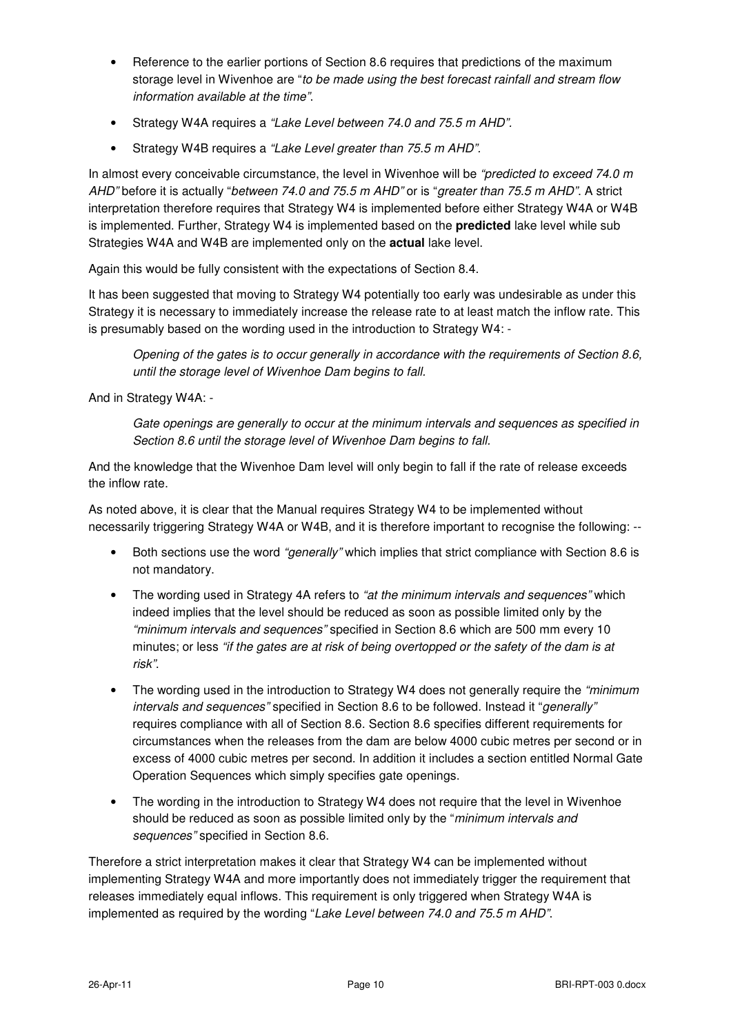- Reference to the earlier portions of Section 8.6 requires that predictions of the maximum storage level in Wivenhoe are "*to be made using the best forecast rainfall and stream flow information available at the time*".
- Strategy W4A requires a *"Lake Level between 74.0 and 75.5 m AHD"*.
- Strategy W4B requires a *"Lake Level greater than 75.5 m AHD"*.

In almost every conceivable circumstance, the level in Wivenhoe will be *"predicted to exceed 74.0 m AHD"* before it is actually "*between 74.0 and 75.5 m AHD"* or is "*greater than 75.5 m AHD"*. A strict interpretation therefore requires that Strategy W4 is implemented before either Strategy W4A or W4B is implemented. Further, Strategy W4 is implemented based on the **predicted** lake level while sub Strategies W4A and W4B are implemented only on the **actual** lake level.

Again this would be fully consistent with the expectations of Section 8.4.

It has been suggested that moving to Strategy W4 potentially too early was undesirable as under this Strategy it is necessary to immediately increase the release rate to at least match the inflow rate. This is presumably based on the wording used in the introduction to Strategy W4: -

> *Opening of the gates is to occur generally in accordance with the requirements of Section 8.6, until the storage level of Wivenhoe Dam begins to fall.*

And in Strategy W4A: -

> *Gate openings are generally to occur at the minimum intervals and sequences as specified in Section 8.6 until the storage level of Wivenhoe Dam begins to fall.*

And the knowledge that the Wivenhoe Dam level will only begin to fall if the rate of release exceeds the inflow rate.

As noted above, it is clear that the Manual requires Strategy W4 to be implemented without necessarily triggering Strategy W4A or W4B, and it is therefore important to recognise the following: --

- Both sections use the word *"generally"* which implies that strict compliance with Section 8.6 is not mandatory.
- The wording used in Strategy 4A refers to *"at the minimum intervals and sequences"* which indeed implies that the level should be reduced as soon as possible limited only by the *"minimum intervals and sequences"* specified in Section 8.6 which are 500 mm every 10 minutes; or less *"if the gates are at risk of being overtopped or the safety of the dam is at risk"*.
- The wording used in the introduction to Strategy W4 does not generally require the *"minimum intervals and sequences"* specified in Section 8.6 to be followed. Instead it "*generally"* requires compliance with all of Section 8.6. Section 8.6 specifies different requirements for circumstances when the releases from the dam are below 4000 cubic metres per second or in excess of 4000 cubic metres per second. In addition it includes a section entitled Normal Gate Operation Sequences which simply specifies gate openings.
- The wording in the introduction to Strategy W4 does not require that the level in Wivenhoe should be reduced as soon as possible limited only by the "*minimum intervals and sequences"* specified in Section 8.6.

Therefore a strict interpretation makes it clear that Strategy W4 can be implemented without implementing Strategy W4A and more importantly does not immediately trigger the requirement that releases immediately equal inflows. This requirement is only triggered when Strategy W4A is implemented as required by the wording "*Lake Level between 74.0 and 75.5 m AHD"*.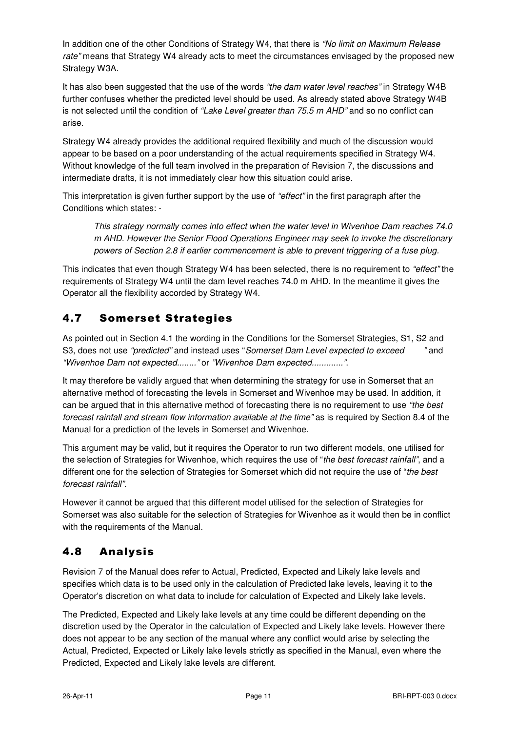In addition one of the other Conditions of Strategy W4, that there is *"No limit on Maximum Release rate"* means that Strategy W4 already acts to meet the circumstances envisaged by the proposed new Strategy W3A.

It has also been suggested that the use of the words *"the dam water level reaches"* in Strategy W4B further confuses whether the predicted level should be used. As already stated above Strategy W4B is not selected until the condition of *"Lake Level greater than 75.5 m AHD"* and so no conflict can arise.

Strategy W4 already provides the additional required flexibility and much of the discussion would appear to be based on a poor understanding of the actual requirements specified in Strategy W4. Without knowledge of the full team involved in the preparation of Revision 7, the discussions and intermediate drafts, it is not immediately clear how this situation could arise.

This interpretation is given further support by the use of *"effect"* in the first paragraph after the Conditions which states: -

> *This strategy normally comes into effect when the water level in Wivenhoe Dam reaches 74.0 m AHD. However the Senior Flood Operations Engineer may seek to invoke the discretionary powers of Section 2.8 if earlier commencement is able to prevent triggering of a fuse plug.*

This indicates that even though Strategy W4 has been selected, there is no requirement to *"effect"* the requirements of Strategy W4 until the dam level reaches 74.0 m AHD. In the meantime it gives the Operator all the flexibility accorded by Strategy W4.

## 4.7 Somerset Strategies

As pointed out in Section 4.1 the wording in the Conditions for the Somerset Strategies, S1, S2 and S3, does not use *"predicted"* and instead uses "*Somerset Dam Level expected to exceed "* and *"Wivenhoe Dam not expected........"* or *"Wivenhoe Dam expected.............".*

It may therefore be validly argued that when determining the strategy for use in Somerset that an alternative method of forecasting the levels in Somerset and Wivenhoe may be used. In addition, it can be argued that in this alternative method of forecasting there is no requirement to use *"the best forecast rainfall and stream flow information available at the time"* as is required by Section 8.4 of the Manual for a prediction of the levels in Somerset and Wivenhoe.

This argument may be valid, but it requires the Operator to run two different models, one utilised for the selection of Strategies for Wivenhoe, which requires the use of "*the best forecast rainfall"*, and a different one for the selection of Strategies for Somerset which did not require the use of "*the best forecast rainfall"*.

However it cannot be argued that this different model utilised for the selection of Strategies for Somerset was also suitable for the selection of Strategies for Wivenhoe as it would then be in conflict with the requirements of the Manual.

## 4.8 Analysis

Revision 7 of the Manual does refer to Actual, Predicted, Expected and Likely lake levels and specifies which data is to be used only in the calculation of Predicted lake levels, leaving it to the Operator's discretion on what data to include for calculation of Expected and Likely lake levels.

The Predicted, Expected and Likely lake levels at any time could be different depending on the discretion used by the Operator in the calculation of Expected and Likely lake levels. However there does not appear to be any section of the manual where any conflict would arise by selecting the Actual, Predicted, Expected or Likely lake levels strictly as specified in the Manual, even where the Predicted, Expected and Likely lake levels are different.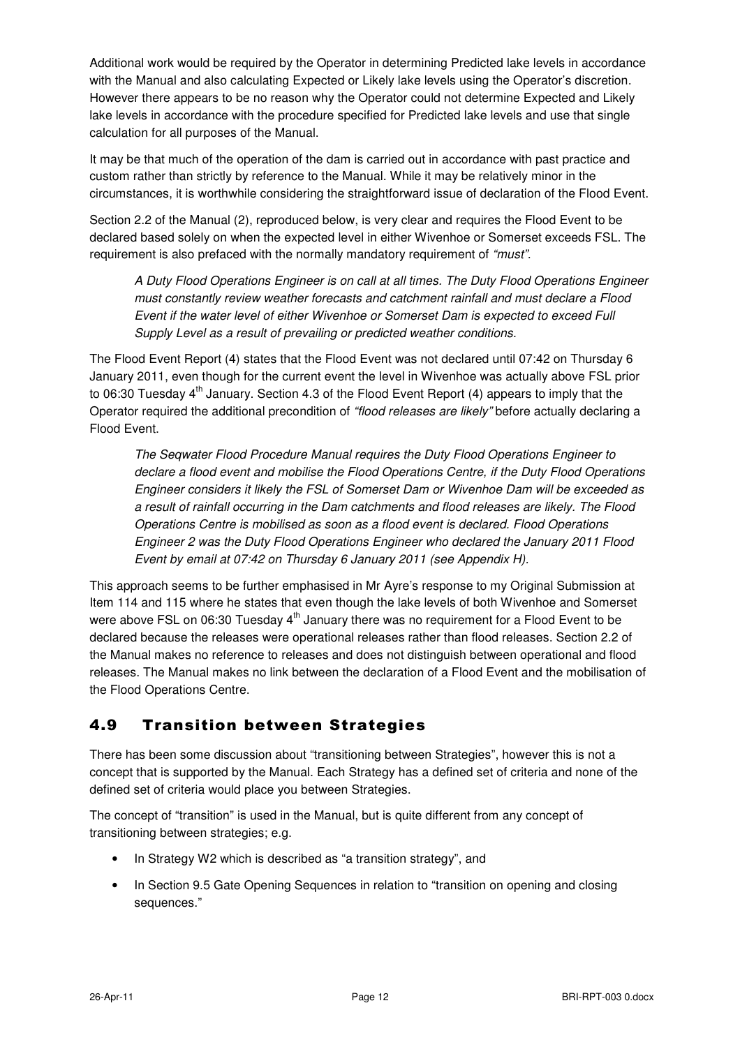Additional work would be required by the Operator in determining Predicted lake levels in accordance with the Manual and also calculating Expected or Likely lake levels using the Operator's discretion. However there appears to be no reason why the Operator could not determine Expected and Likely lake levels in accordance with the procedure specified for Predicted lake levels and use that single calculation for all purposes of the Manual.

It may be that much of the operation of the dam is carried out in accordance with past practice and custom rather than strictly by reference to the Manual. While it may be relatively minor in the circumstances, it is worthwhile considering the straightforward issue of declaration of the Flood Event.

Section 2.2 of the Manual (2), reproduced below, is very clear and requires the Flood Event to be declared based solely on when the expected level in either Wivenhoe or Somerset exceeds FSL. The requirement is also prefaced with the normally mandatory requirement of *"must"*.

> *A Duty Flood Operations Engineer is on call at all times. The Duty Flood Operations Engineer must constantly review weather forecasts and catchment rainfall and must declare a Flood Event if the water level of either Wivenhoe or Somerset Dam is expected to exceed Full Supply Level as a result of prevailing or predicted weather conditions.*

The Flood Event Report (4) states that the Flood Event was not declared until 07:42 on Thursday 6 January 2011, even though for the current event the level in Wivenhoe was actually above FSL prior to 06:30 Tuesday 4th January. Section 4.3 of the Flood Event Report (4) appears to imply that the Operator required the additional precondition of *"flood releases are likely"* before actually declaring a Flood Event.

> *The Seqwater Flood Procedure Manual requires the Duty Flood Operations Engineer to declare a flood event and mobilise the Flood Operations Centre, if the Duty Flood Operations Engineer considers it likely the FSL of Somerset Dam or Wivenhoe Dam will be exceeded as a result of rainfall occurring in the Dam catchments and flood releases are likely. The Flood Operations Centre is mobilised as soon as a flood event is declared. Flood Operations Engineer 2 was the Duty Flood Operations Engineer who declared the January 2011 Flood Event by email at 07:42 on Thursday 6 January 2011 (see Appendix H).*

This approach seems to be further emphasised in Mr Ayre's response to my Original Submission at Item 114 and 115 where he states that even though the lake levels of both Wivenhoe and Somerset were above FSL on 06:30 Tuesday 4th January there was no requirement for a Flood Event to be declared because the releases were operational releases rather than flood releases. Section 2.2 of the Manual makes no reference to releases and does not distinguish between operational and flood releases. The Manual makes no link between the declaration of a Flood Event and the mobilisation of the Flood Operations Centre.

## 4.9 Transition between Strategies

There has been some discussion about "transitioning between Strategies", however this is not a concept that is supported by the Manual. Each Strategy has a defined set of criteria and none of the defined set of criteria would place you between Strategies.

The concept of "transition" is used in the Manual, but is quite different from any concept of transitioning between strategies; e.g.

- In Strategy W2 which is described as "a transition strategy", and
- In Section 9.5 Gate Opening Sequences in relation to "transition on opening and closing sequences."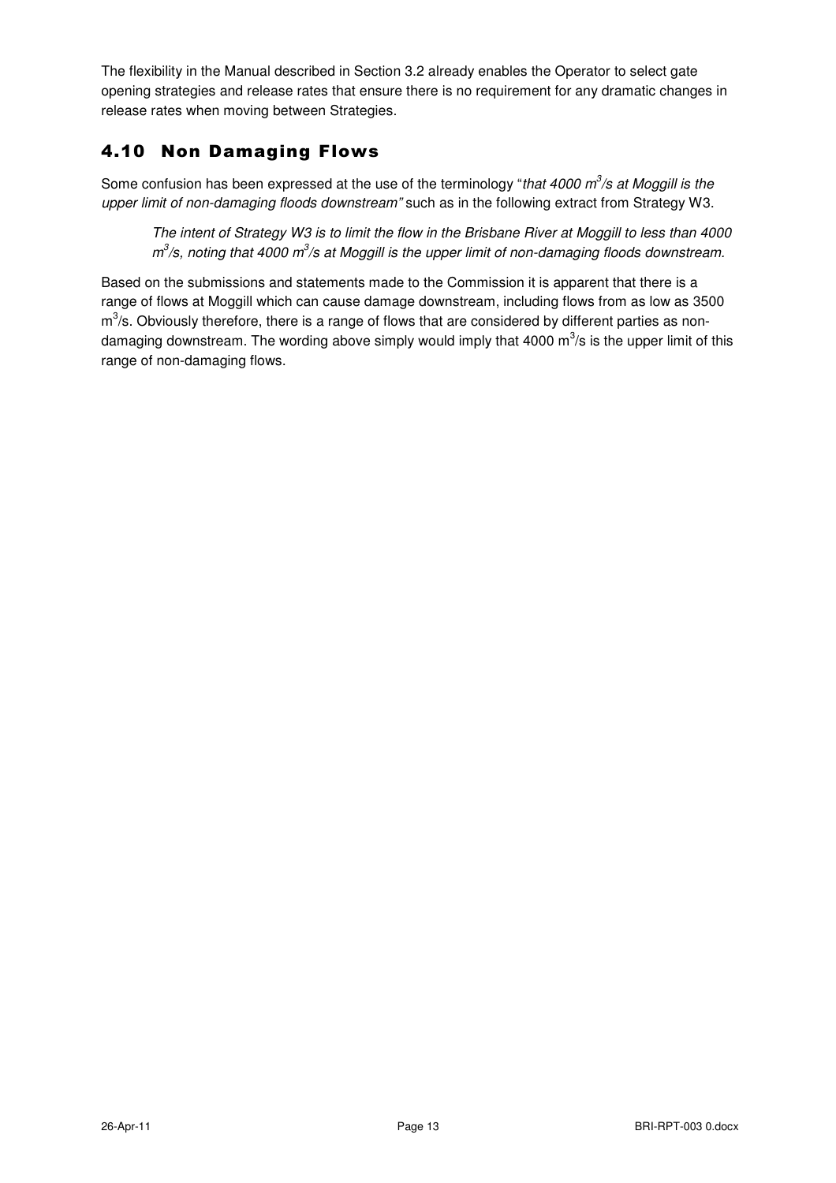The flexibility in the Manual described in Section 3.2 already enables the Operator to select gate opening strategies and release rates that ensure there is no requirement for any dramatic changes in release rates when moving between Strategies.

## 4.10 Non Damaging Flows

Some confusion has been expressed at the use of the terminology "*that 4000 $m^3$/s at Moggill is the upper limit of non-damaging floods downstream"* such as in the following extract from Strategy W3.

> *The intent of Strategy W3 is to limit the flow in the Brisbane River at Moggill to less than 4000 $m^3$/s, noting that 4000 $m^3$/s at Moggill is the upper limit of non-damaging floods downstream.*

Based on the submissions and statements made to the Commission it is apparent that there is a range of flows at Moggill which can cause damage downstream, including flows from as low as 3500 $m^3$/s. Obviously therefore, there is a range of flows that are considered by different parties as non-damaging downstream. The wording above simply would imply that 4000 $m^3$/s is the upper limit of this range of non-damaging flows.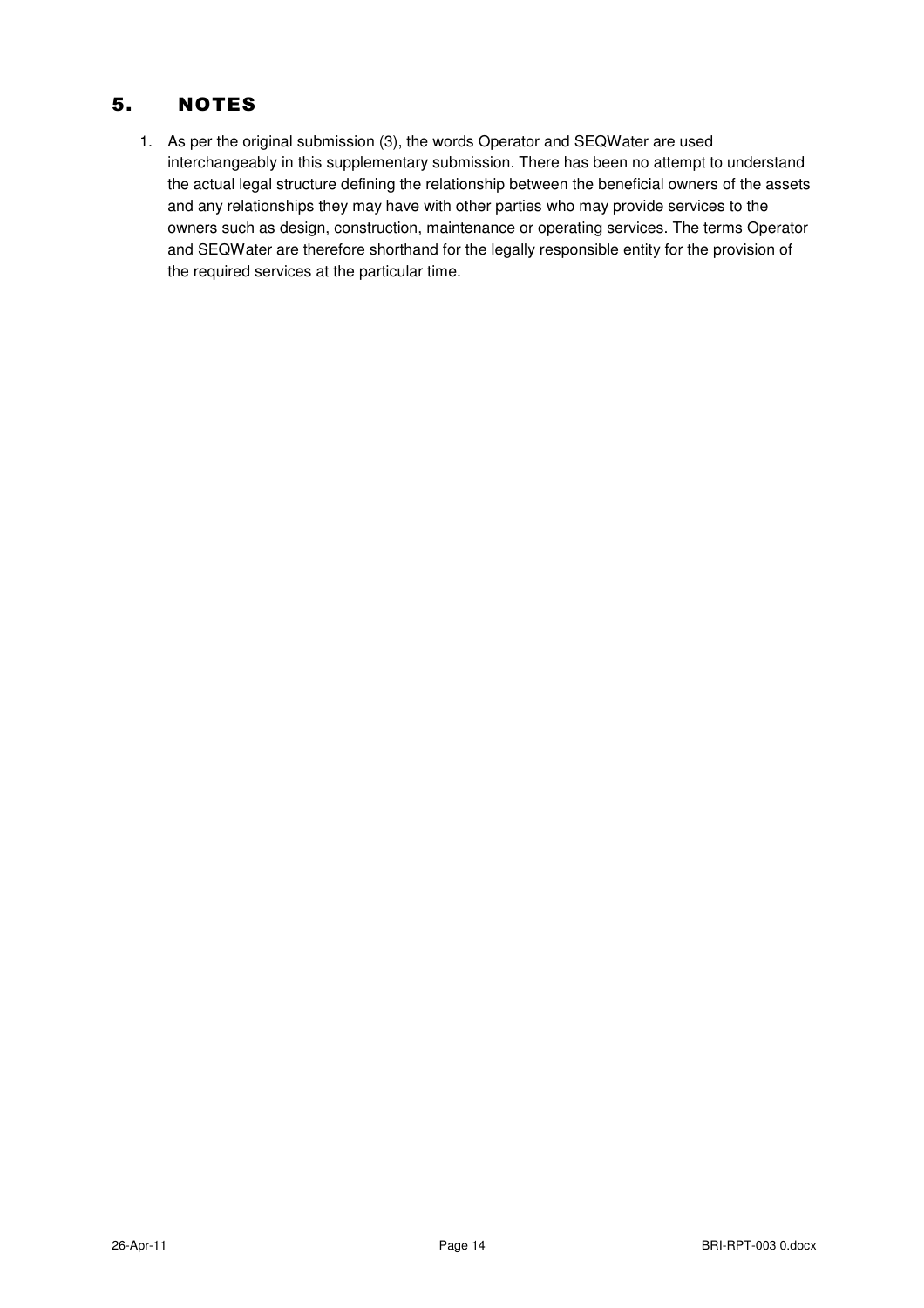# 5. NOTES

1. As per the original submission (3), the words Operator and SEQWater are used interchangeably in this supplementary submission. There has been no attempt to understand the actual legal structure defining the relationship between the beneficial owners of the assets and any relationships they may have with other parties who may provide services to the owners such as design, construction, maintenance or operating services. The terms Operator and SEQWater are therefore shorthand for the legally responsible entity for the provision of the required services at the particular time.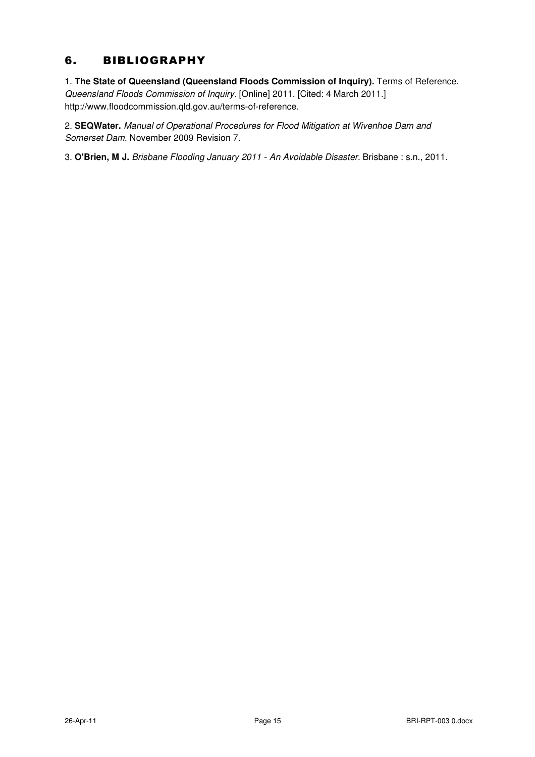# 6. BIBLIOGRAPHY

1. **The State of Queensland (Queensland Floods Commission of Inquiry).** Terms of Reference. *Queensland Floods Commission of Inquiry*. [Online] 2011. [Cited: 4 March 2011.] http://www.floodcommission.qld.gov.au/terms-of-reference.

2. **SEQWater.** *Manual of Operational Procedures for Flood Mitigation at Wivenhoe Dam and Somerset Dam*. November 2009 Revision 7.

3. **O'Brien, M J.** *Brisbane Flooding January 2011 - An Avoidable Disaster*. Brisbane : s.n., 2011.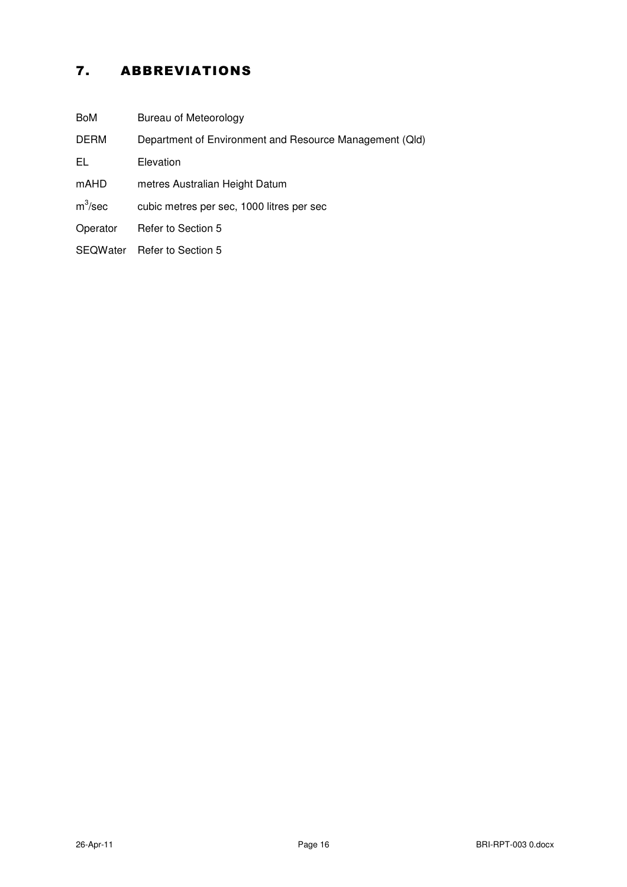# 7. ABBREVIATIONS

| | |
|---|---|
| BoM | Bureau of Meteorology |
| DERM | Department of Environment and Resource Management (Qld) |
| EL | Elevation |
| mAHD | metres Australian Height Datum |
| $m^3$/sec | cubic metres per sec, 1000 litres per sec |
| Operator | Refer to Section 5 |
| SEQWater | Refer to Section 5 |